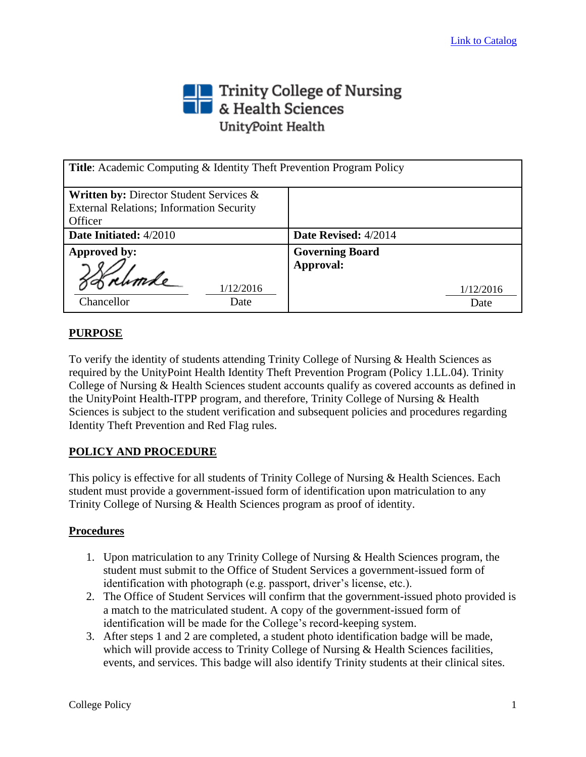Link to Catalog

Trinity College of Nursing & Health Sciences
UnityPoint Health

| **Title**: Academic Computing & Identity Theft Prevention Program Policy | |
|---|---|
| **Written by:** Director Student Services & External Relations; Information Security Officer | |
| **Date Initiated:** 4/2010 | **Date Revised:** 4/2014 |
| **Approved by:** Chancellor 1/12/2016 Date | **Governing Board Approval:** 1/12/2016 Date |

## PURPOSE

To verify the identity of students attending Trinity College of Nursing & Health Sciences as required by the UnityPoint Health Identity Theft Prevention Program (Policy 1.LL.04). Trinity College of Nursing & Health Sciences student accounts qualify as covered accounts as defined in the UnityPoint Health-ITPP program, and therefore, Trinity College of Nursing & Health Sciences is subject to the student verification and subsequent policies and procedures regarding Identity Theft Prevention and Red Flag rules.

## POLICY AND PROCEDURE

This policy is effective for all students of Trinity College of Nursing & Health Sciences. Each student must provide a government-issued form of identification upon matriculation to any Trinity College of Nursing & Health Sciences program as proof of identity.

### Procedures

1. Upon matriculation to any Trinity College of Nursing & Health Sciences program, the student must submit to the Office of Student Services a government-issued form of identification with photograph (e.g. passport, driver's license, etc.).
2. The Office of Student Services will confirm that the government-issued photo provided is a match to the matriculated student. A copy of the government-issued form of identification will be made for the College's record-keeping system.
3. After steps 1 and 2 are completed, a student photo identification badge will be made, which will provide access to Trinity College of Nursing & Health Sciences facilities, events, and services. This badge will also identify Trinity students at their clinical sites.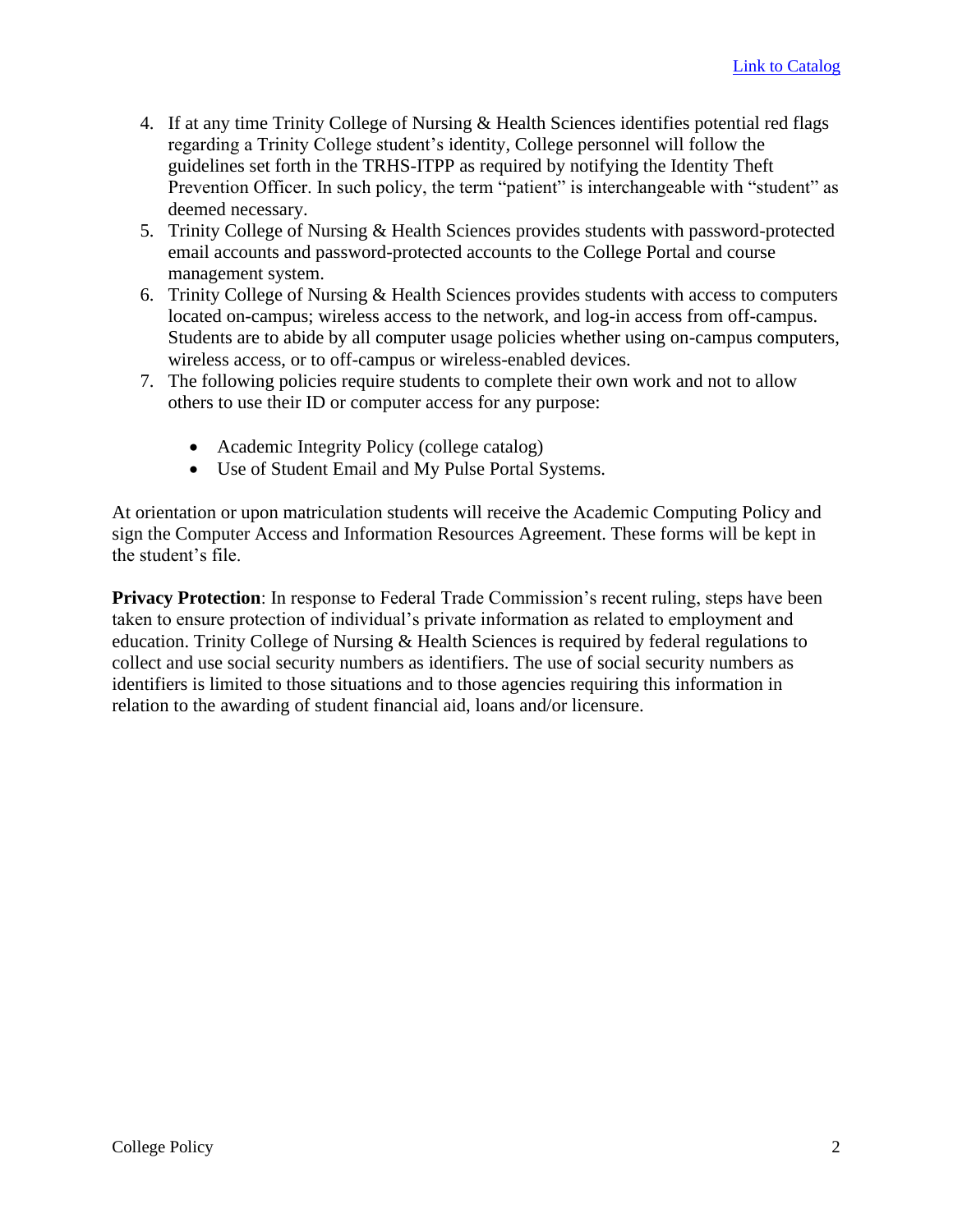[Link to Catalog]

4. If at any time Trinity College of Nursing & Health Sciences identifies potential red flags regarding a Trinity College student's identity, College personnel will follow the guidelines set forth in the TRHS-ITPP as required by notifying the Identity Theft Prevention Officer. In such policy, the term "patient" is interchangeable with "student" as deemed necessary.
5. Trinity College of Nursing & Health Sciences provides students with password-protected email accounts and password-protected accounts to the College Portal and course management system.
6. Trinity College of Nursing & Health Sciences provides students with access to computers located on-campus; wireless access to the network, and log-in access from off-campus. Students are to abide by all computer usage policies whether using on-campus computers, wireless access, or to off-campus or wireless-enabled devices.
7. The following policies require students to complete their own work and not to allow others to use their ID or computer access for any purpose:
   - Academic Integrity Policy (college catalog)
   - Use of Student Email and My Pulse Portal Systems.

At orientation or upon matriculation students will receive the Academic Computing Policy and sign the Computer Access and Information Resources Agreement. These forms will be kept in the student's file.

**Privacy Protection**: In response to Federal Trade Commission's recent ruling, steps have been taken to ensure protection of individual's private information as related to employment and education. Trinity College of Nursing & Health Sciences is required by federal regulations to collect and use social security numbers as identifiers. The use of social security numbers as identifiers is limited to those situations and to those agencies requiring this information in relation to the awarding of student financial aid, loans and/or licensure.